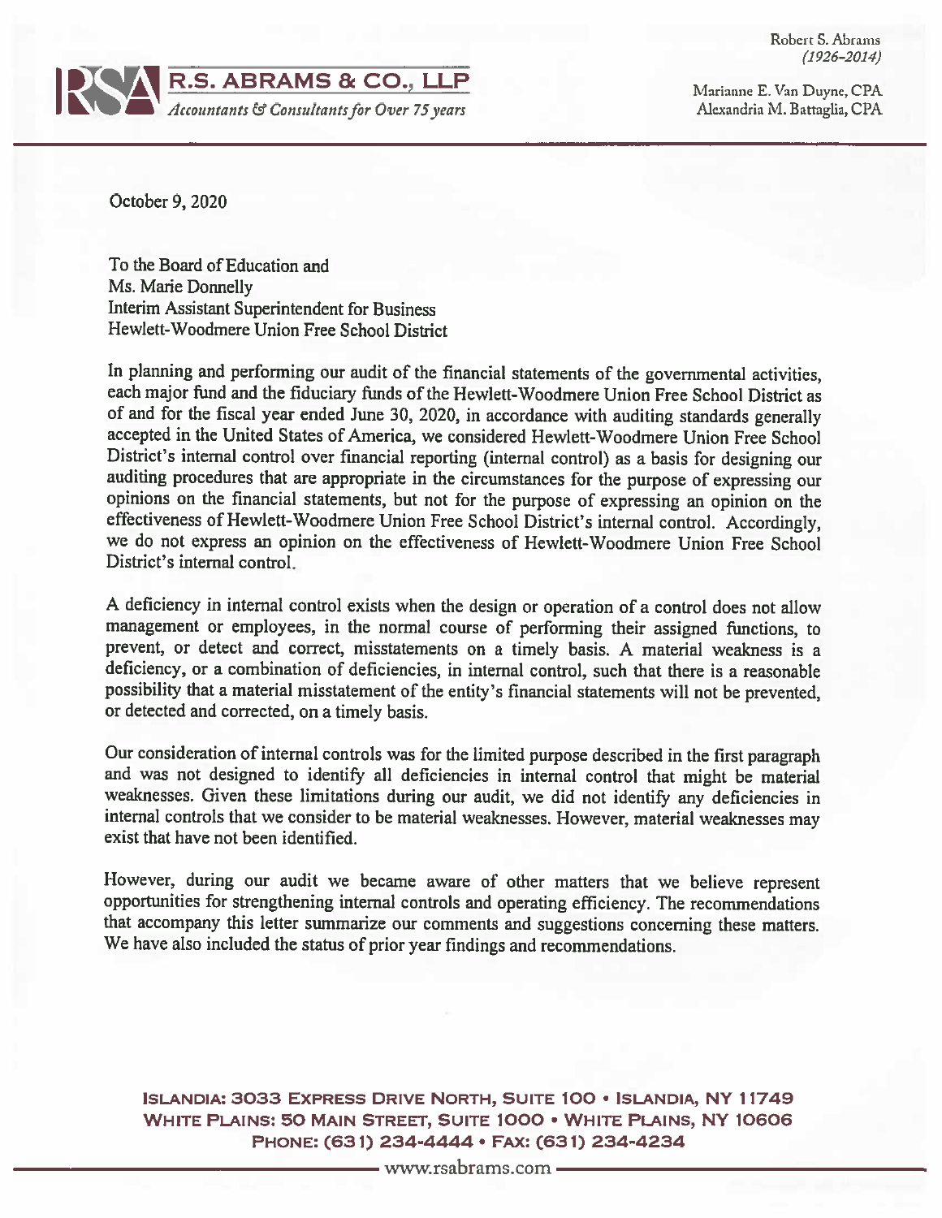Robert S. Abrams
*(1926–2014)*

**R.S. ABRAMS & CO., LLP**
*Accountants & Consultants for Over 75 years*

Marianne E. Van Duyne, CPA
Alexandria M. Battaglia, CPA

October 9, 2020

To the Board of Education and
Ms. Marie Donnelly
Interim Assistant Superintendent for Business
Hewlett-Woodmere Union Free School District

In planning and performing our audit of the financial statements of the governmental activities, each major fund and the fiduciary funds of the Hewlett-Woodmere Union Free School District as of and for the fiscal year ended June 30, 2020, in accordance with auditing standards generally accepted in the United States of America, we considered Hewlett-Woodmere Union Free School District's internal control over financial reporting (internal control) as a basis for designing our auditing procedures that are appropriate in the circumstances for the purpose of expressing our opinions on the financial statements, but not for the purpose of expressing an opinion on the effectiveness of Hewlett-Woodmere Union Free School District's internal control. Accordingly, we do not express an opinion on the effectiveness of Hewlett-Woodmere Union Free School District's internal control.

A deficiency in internal control exists when the design or operation of a control does not allow management or employees, in the normal course of performing their assigned functions, to prevent, or detect and correct, misstatements on a timely basis. A material weakness is a deficiency, or a combination of deficiencies, in internal control, such that there is a reasonable possibility that a material misstatement of the entity's financial statements will not be prevented, or detected and corrected, on a timely basis.

Our consideration of internal controls was for the limited purpose described in the first paragraph and was not designed to identify all deficiencies in internal control that might be material weaknesses. Given these limitations during our audit, we did not identify any deficiencies in internal controls that we consider to be material weaknesses. However, material weaknesses may exist that have not been identified.

However, during our audit we became aware of other matters that we believe represent opportunities for strengthening internal controls and operating efficiency. The recommendations that accompany this letter summarize our comments and suggestions concerning these matters. We have also included the status of prior year findings and recommendations.

ISLANDIA: 3033 EXPRESS DRIVE NORTH, SUITE 100 • ISLANDIA, NY 11749
WHITE PLAINS: 50 MAIN STREET, SUITE 1000 • WHITE PLAINS, NY 10606
PHONE: (631) 234-4444 • FAX: (631) 234-4234
www.rsabrams.com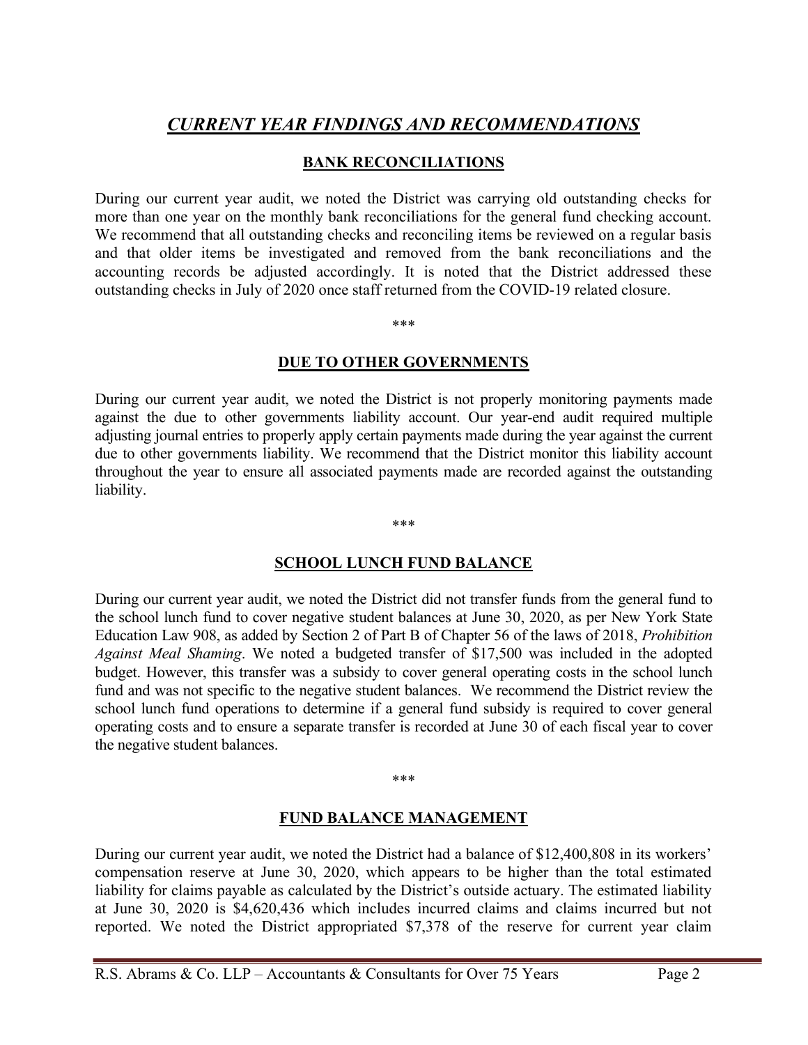# ***CURRENT YEAR FINDINGS AND RECOMMENDATIONS***

## BANK RECONCILIATIONS

During our current year audit, we noted the District was carrying old outstanding checks for more than one year on the monthly bank reconciliations for the general fund checking account. We recommend that all outstanding checks and reconciling items be reviewed on a regular basis and that older items be investigated and removed from the bank reconciliations and the accounting records be adjusted accordingly. It is noted that the District addressed these outstanding checks in July of 2020 once staff returned from the COVID-19 related closure.

***

## DUE TO OTHER GOVERNMENTS

During our current year audit, we noted the District is not properly monitoring payments made against the due to other governments liability account. Our year-end audit required multiple adjusting journal entries to properly apply certain payments made during the year against the current due to other governments liability. We recommend that the District monitor this liability account throughout the year to ensure all associated payments made are recorded against the outstanding liability.

***

## SCHOOL LUNCH FUND BALANCE

During our current year audit, we noted the District did not transfer funds from the general fund to the school lunch fund to cover negative student balances at June 30, 2020, as per New York State Education Law 908, as added by Section 2 of Part B of Chapter 56 of the laws of 2018, *Prohibition Against Meal Shaming*. We noted a budgeted transfer of $17,500 was included in the adopted budget. However, this transfer was a subsidy to cover general operating costs in the school lunch fund and was not specific to the negative student balances. We recommend the District review the school lunch fund operations to determine if a general fund subsidy is required to cover general operating costs and to ensure a separate transfer is recorded at June 30 of each fiscal year to cover the negative student balances.

***

## FUND BALANCE MANAGEMENT

During our current year audit, we noted the District had a balance of $12,400,808 in its workers' compensation reserve at June 30, 2020, which appears to be higher than the total estimated liability for claims payable as calculated by the District's outside actuary. The estimated liability at June 30, 2020 is $4,620,436 which includes incurred claims and claims incurred but not reported. We noted the District appropriated $7,378 of the reserve for current year claim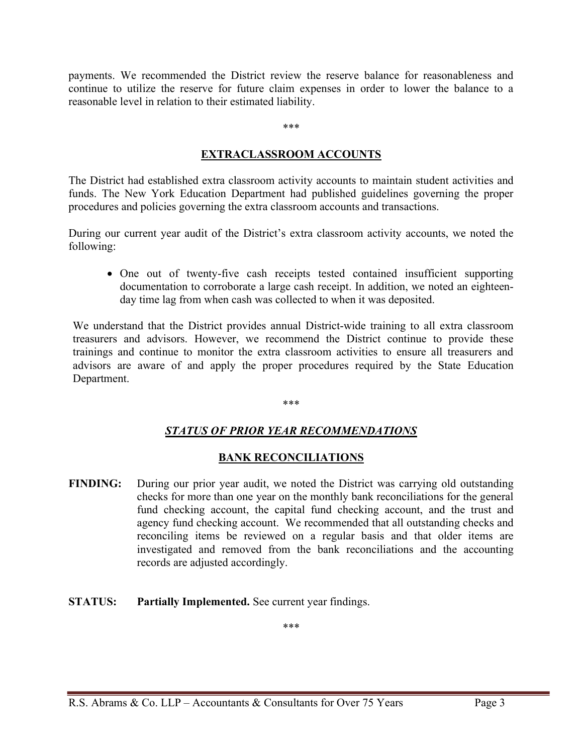payments. We recommended the District review the reserve balance for reasonableness and continue to utilize the reserve for future claim expenses in order to lower the balance to a reasonable level in relation to their estimated liability.

***

## EXTRACLASSROOM ACCOUNTS

The District had established extra classroom activity accounts to maintain student activities and funds. The New York Education Department had published guidelines governing the proper procedures and policies governing the extra classroom accounts and transactions.

During our current year audit of the District's extra classroom activity accounts, we noted the following:

- One out of twenty-five cash receipts tested contained insufficient supporting documentation to corroborate a large cash receipt. In addition, we noted an eighteen-day time lag from when cash was collected to when it was deposited.

We understand that the District provides annual District-wide training to all extra classroom treasurers and advisors. However, we recommend the District continue to provide these trainings and continue to monitor the extra classroom activities to ensure all treasurers and advisors are aware of and apply the proper procedures required by the State Education Department.

***

## *STATUS OF PRIOR YEAR RECOMMENDATIONS*

### BANK RECONCILIATIONS

**FINDING:** During our prior year audit, we noted the District was carrying old outstanding checks for more than one year on the monthly bank reconciliations for the general fund checking account, the capital fund checking account, and the trust and agency fund checking account. We recommended that all outstanding checks and reconciling items be reviewed on a regular basis and that older items are investigated and removed from the bank reconciliations and the accounting records are adjusted accordingly.

**STATUS:** **Partially Implemented.** See current year findings.

***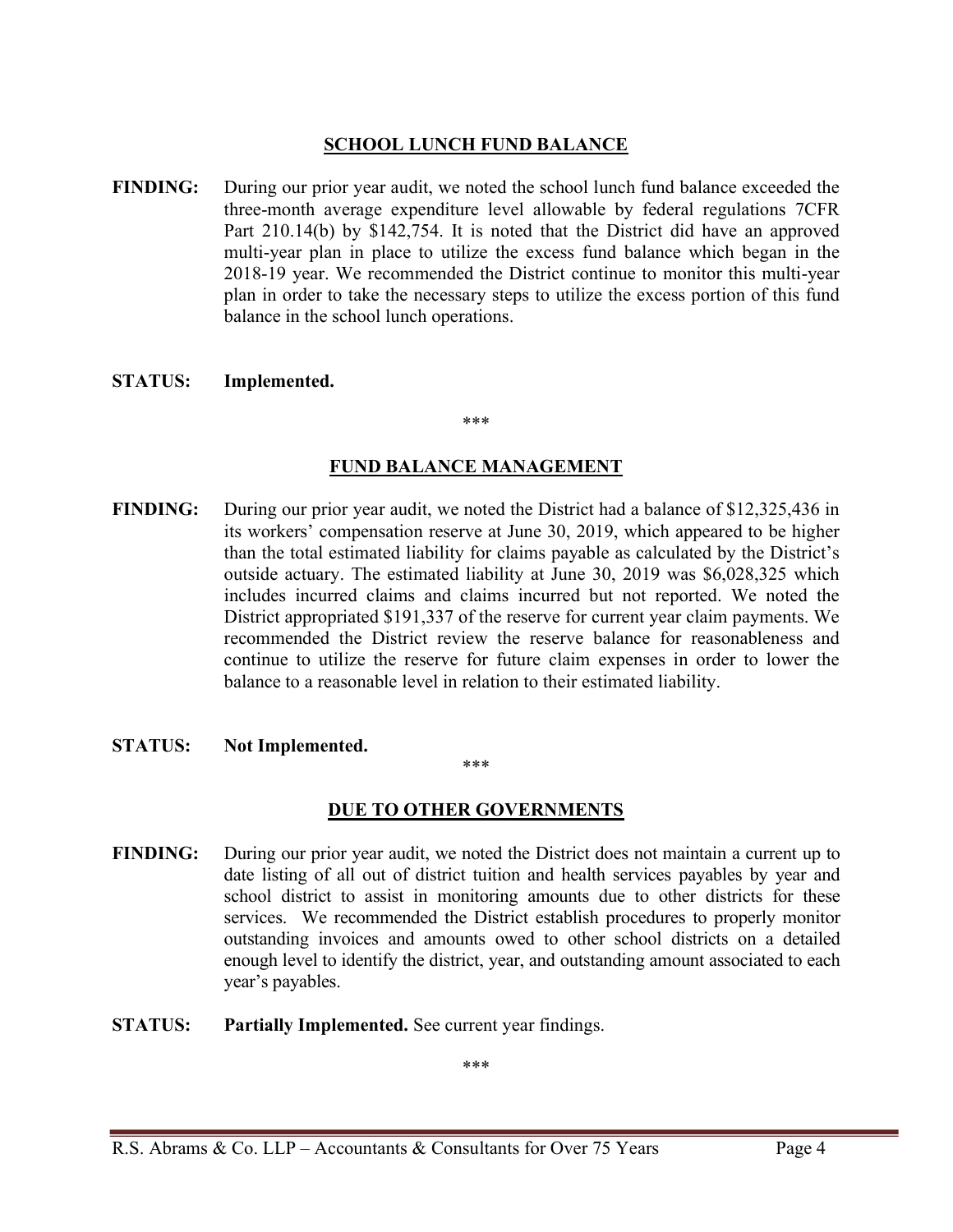## SCHOOL LUNCH FUND BALANCE

**FINDING:** During our prior year audit, we noted the school lunch fund balance exceeded the three-month average expenditure level allowable by federal regulations 7CFR Part 210.14(b) by $142,754. It is noted that the District did have an approved multi-year plan in place to utilize the excess fund balance which began in the 2018-19 year. We recommended the District continue to monitor this multi-year plan in order to take the necessary steps to utilize the excess portion of this fund balance in the school lunch operations.

**STATUS:** **Implemented.**

***

## FUND BALANCE MANAGEMENT

**FINDING:** During our prior year audit, we noted the District had a balance of $12,325,436 in its workers' compensation reserve at June 30, 2019, which appeared to be higher than the total estimated liability for claims payable as calculated by the District's outside actuary. The estimated liability at June 30, 2019 was $6,028,325 which includes incurred claims and claims incurred but not reported. We noted the District appropriated $191,337 of the reserve for current year claim payments. We recommended the District review the reserve balance for reasonableness and continue to utilize the reserve for future claim expenses in order to lower the balance to a reasonable level in relation to their estimated liability.

**STATUS:** **Not Implemented.**

***

## DUE TO OTHER GOVERNMENTS

**FINDING:** During our prior year audit, we noted the District does not maintain a current up to date listing of all out of district tuition and health services payables by year and school district to assist in monitoring amounts due to other districts for these services. We recommended the District establish procedures to properly monitor outstanding invoices and amounts owed to other school districts on a detailed enough level to identify the district, year, and outstanding amount associated to each year's payables.

**STATUS:** **Partially Implemented.** See current year findings.

***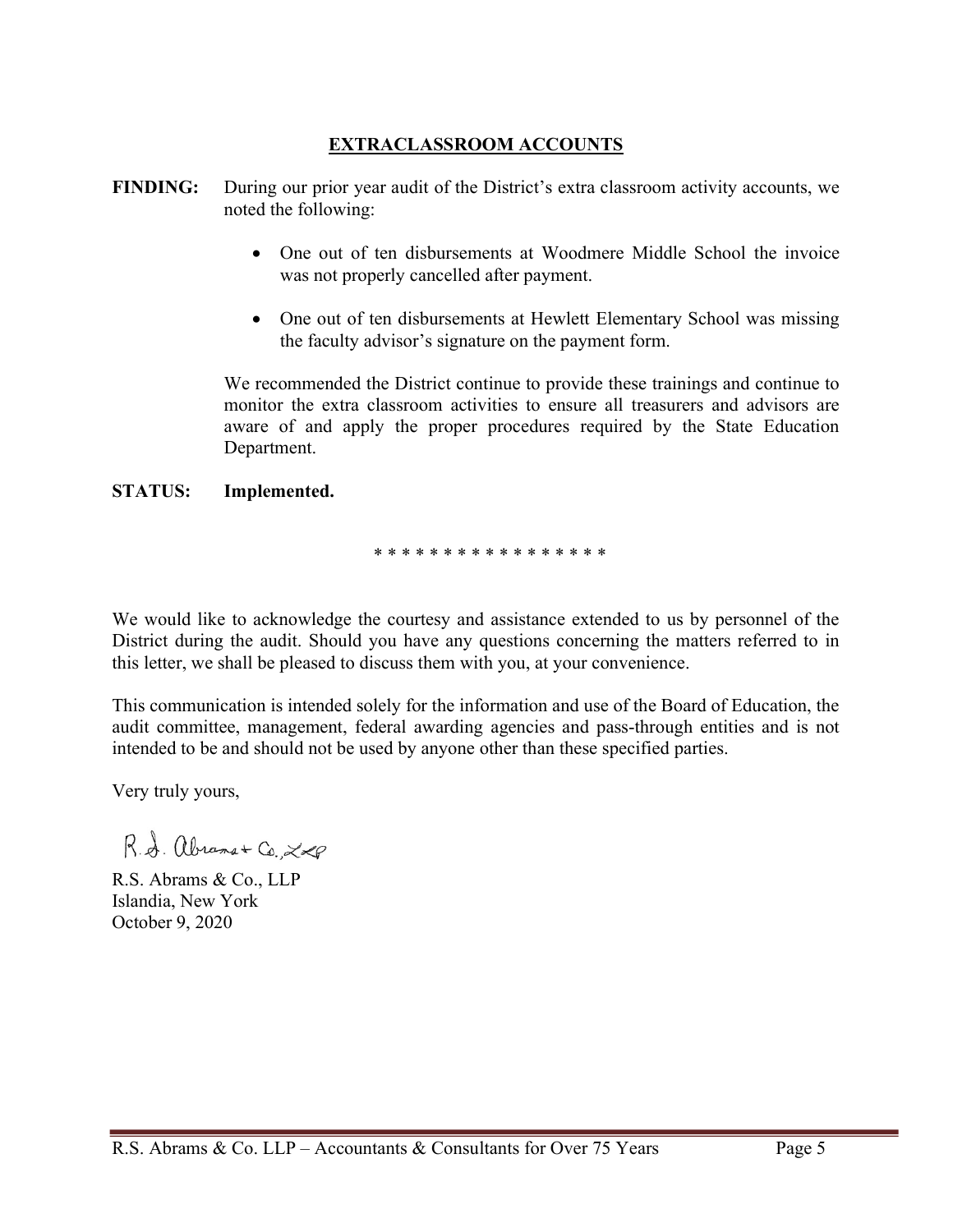## EXTRACLASSROOM ACCOUNTS

**FINDING:** During our prior year audit of the District's extra classroom activity accounts, we noted the following:

- One out of ten disbursements at Woodmere Middle School the invoice was not properly cancelled after payment.
- One out of ten disbursements at Hewlett Elementary School was missing the faculty advisor's signature on the payment form.

We recommended the District continue to provide these trainings and continue to monitor the extra classroom activities to ensure all treasurers and advisors are aware of and apply the proper procedures required by the State Education Department.

**STATUS: Implemented.**

\* \* \* \* \* \* \* \* \* \* \* \* \* \* \* \* \*

We would like to acknowledge the courtesy and assistance extended to us by personnel of the District during the audit. Should you have any questions concerning the matters referred to in this letter, we shall be pleased to discuss them with you, at your convenience.

This communication is intended solely for the information and use of the Board of Education, the audit committee, management, federal awarding agencies and pass-through entities and is not intended to be and should not be used by anyone other than these specified parties.

Very truly yours,

R.S. Abrams & Co., LLP

R.S. Abrams & Co., LLP
Islandia, New York
October 9, 2020